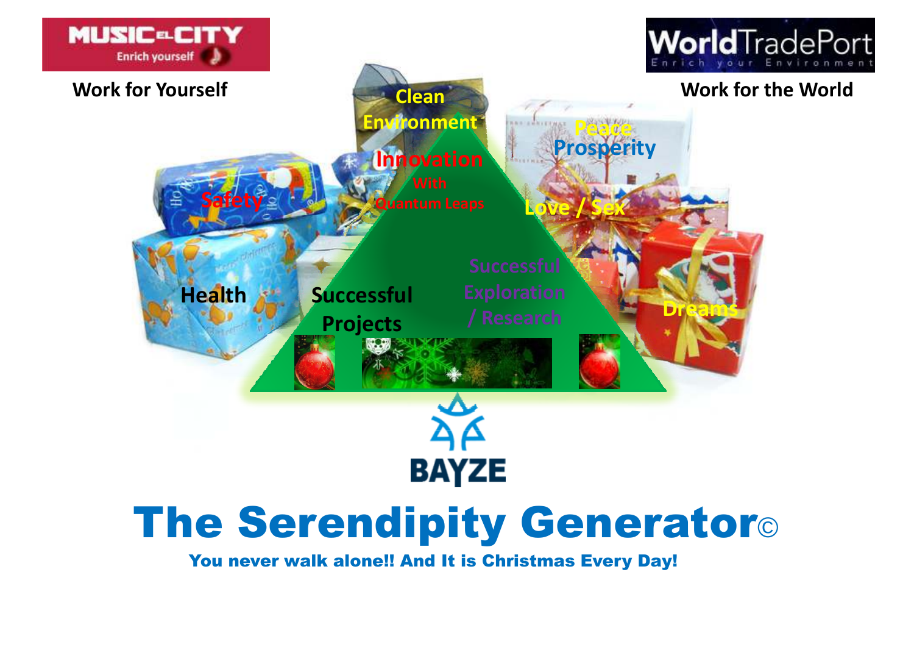MUSIC EL CITY
Enrich yourself

**Work for Yourself**

WorldTradePort
Enrich your Environment

**Work for the World**

Clean Environment

Peace

Prosperity

Safety

Innovation With Quantum Leaps

Love / Sex

Health

Successful Projects

Successful Exploration / Research

Dreams

BAYZE

# The Serendipity Generator©

**You never walk alone!! And It is Christmas Every Day!**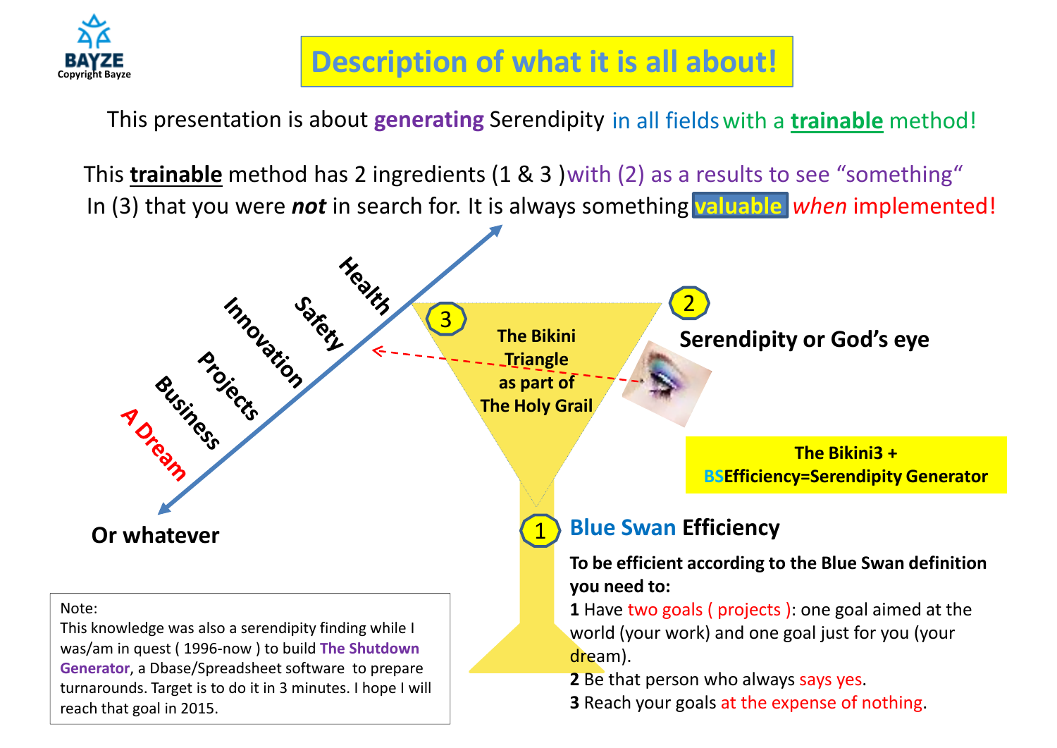BAYZE
Copyright Bayze

# Description of what it is all about!

This presentation is about **generating** Serendipity in all fields with a **trainable** method!

This **trainable** method has 2 ingredients (1 & 3 )with (2) as a results to see "something" In (3) that you were ***not*** in search for. It is always something **valuable** *when* implemented!

Health
Safety
Innovation
Projects
Business
A Dream

Or whatever

**3** **The Bikini Triangle as part of The Holy Grail**

**2** **Serendipity or God's eye**

**The Bikini3 + BSEfficiency=Serendipity Generator**

**1** **Blue Swan Efficiency**

**To be efficient according to the Blue Swan definition you need to:**

**1** Have two goals ( projects ): one goal aimed at the world (your work) and one goal just for you (your dream).
**2** Be that person who always says yes.
**3** Reach your goals at the expense of nothing.

Note:
This knowledge was also a serendipity finding while I was/am in quest ( 1996-now ) to build **The Shutdown Generator**, a Dbase/Spreadsheet software to prepare turnarounds. Target is to do it in 3 minutes. I hope I will reach that goal in 2015.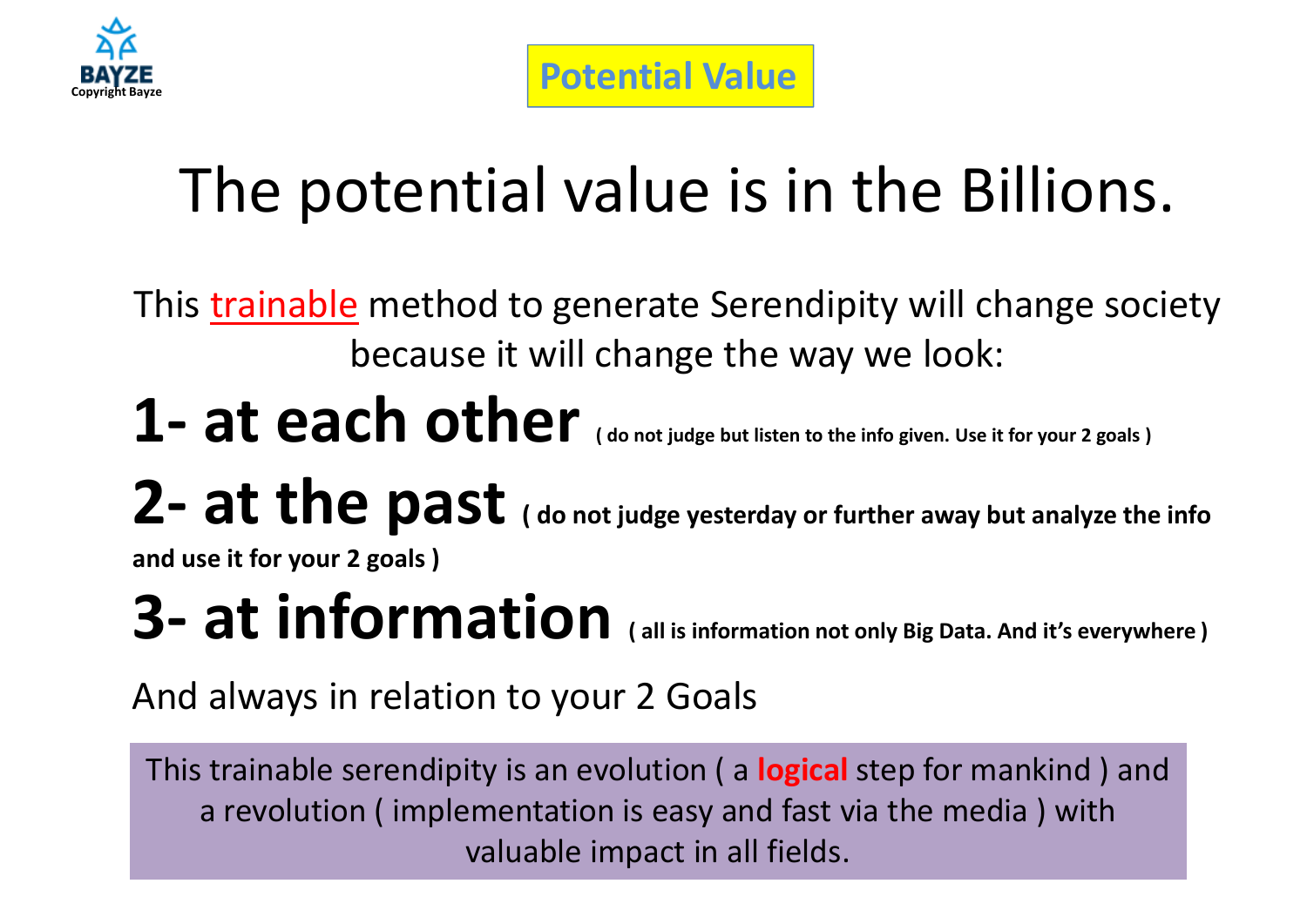# Potential Value

## The potential value is in the Billions.

This trainable method to generate Serendipity will change society because it will change the way we look:

**1- at each other** **( do not judge but listen to the info given. Use it for your 2 goals )**

**2- at the past** **( do not judge yesterday or further away but analyze the info and use it for your 2 goals )**

**3- at information** **( all is information not only Big Data. And it's everywhere )**

And always in relation to your 2 Goals

This trainable serendipity is an evolution ( a **logical** step for mankind ) and a revolution ( implementation is easy and fast via the media ) with valuable impact in all fields.